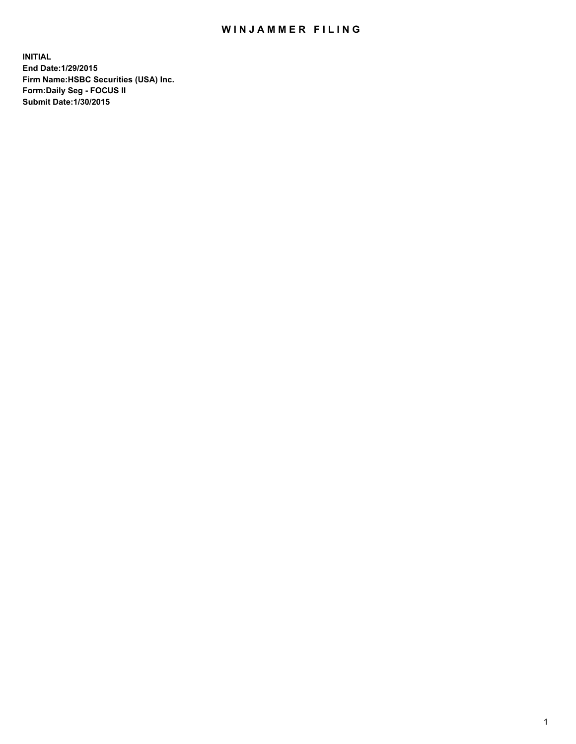# WINJAMMER FILING

**INITIAL**
**End Date:1/29/2015**
**Firm Name:HSBC Securities (USA) Inc.**
**Form:Daily Seg - FOCUS II**
**Submit Date:1/30/2015**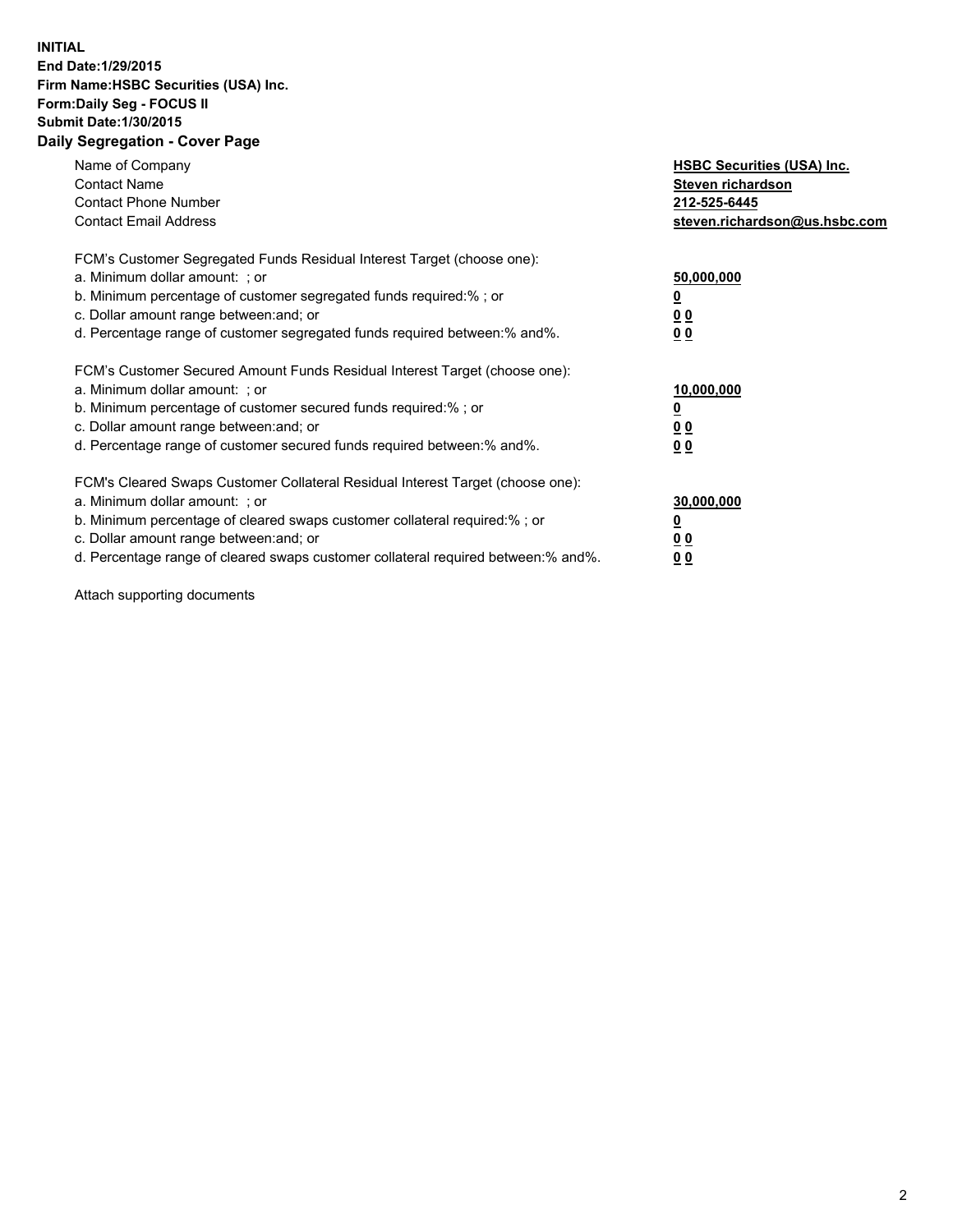**INITIAL**
**End Date:1/29/2015**
**Firm Name:HSBC Securities (USA) Inc.**
**Form:Daily Seg - FOCUS II**
**Submit Date:1/30/2015**

## Daily Segregation - Cover Page

| | |
|---|---|
| Name of Company | **HSBC Securities (USA) Inc.** |
| Contact Name | **Steven richardson** |
| Contact Phone Number | **212-525-6445** |
| Contact Email Address | **steven.richardson@us.hsbc.com** |

| | |
|---|---|
| FCM's Customer Segregated Funds Residual Interest Target (choose one): | |
| a. Minimum dollar amount: ; or | **50,000,000** |
| b. Minimum percentage of customer segregated funds required:% ; or | **0** |
| c. Dollar amount range between:and; or | **0 0** |
| d. Percentage range of customer segregated funds required between:% and%. | **0 0** |

| | |
|---|---|
| FCM's Customer Secured Amount Funds Residual Interest Target (choose one): | |
| a. Minimum dollar amount: ; or | **10,000,000** |
| b. Minimum percentage of customer secured funds required:% ; or | **0** |
| c. Dollar amount range between:and; or | **0 0** |
| d. Percentage range of customer secured funds required between:% and%. | **0 0** |

| | |
|---|---|
| FCM's Cleared Swaps Customer Collateral Residual Interest Target (choose one): | |
| a. Minimum dollar amount: ; or | **30,000,000** |
| b. Minimum percentage of cleared swaps customer collateral required:% ; or | **0** |
| c. Dollar amount range between:and; or | **0 0** |
| d. Percentage range of cleared swaps customer collateral required between:% and%. | **0 0** |

Attach supporting documents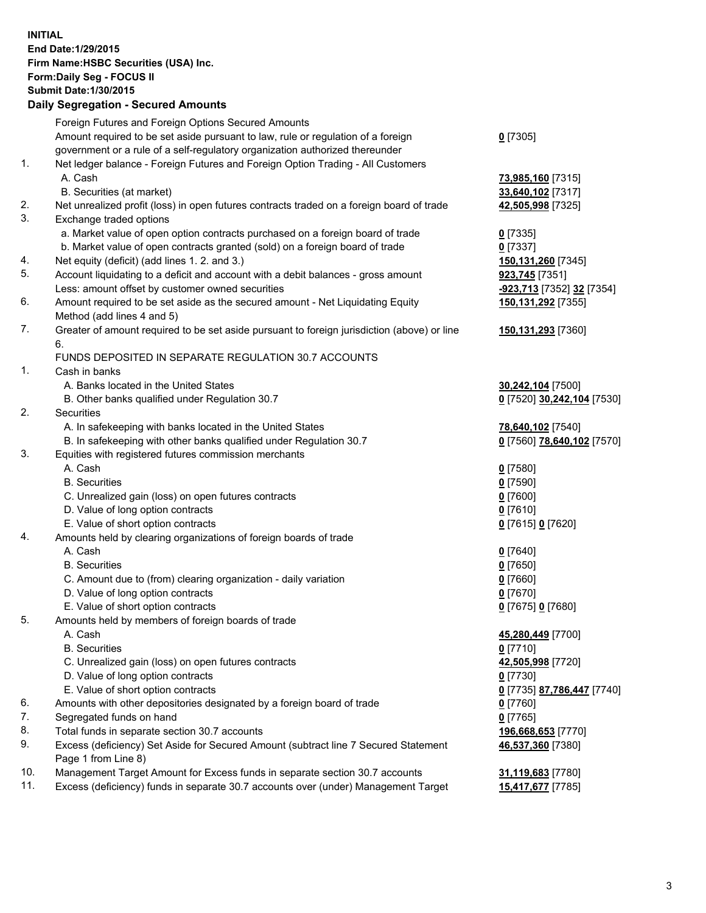**INITIAL**
**End Date:1/29/2015**
**Firm Name:HSBC Securities (USA) Inc.**
**Form:Daily Seg - FOCUS II**
**Submit Date:1/30/2015**

## Daily Segregation - Secured Amounts

| | | |
|---|---|---|
| | Foreign Futures and Foreign Options Secured Amounts | |
| | Amount required to be set aside pursuant to law, rule or regulation of a foreign government or a rule of a self-regulatory organization authorized thereunder | **0** [7305] |
| 1. | Net ledger balance - Foreign Futures and Foreign Option Trading - All Customers | |
| | A. Cash | **73,985,160** [7315] |
| | B. Securities (at market) | **33,640,102** [7317] |
| 2. | Net unrealized profit (loss) in open futures contracts traded on a foreign board of trade | **42,505,998** [7325] |
| 3. | Exchange traded options | |
| | a. Market value of open option contracts purchased on a foreign board of trade | **0** [7335] |
| | b. Market value of open contracts granted (sold) on a foreign board of trade | **0** [7337] |
| 4. | Net equity (deficit) (add lines 1. 2. and 3.) | **150,131,260** [7345] |
| 5. | Account liquidating to a deficit and account with a debit balances - gross amount | **923,745** [7351] |
| | Less: amount offset by customer owned securities | **-923,713** [7352] **32** [7354] |
| 6. | Amount required to be set aside as the secured amount - Net Liquidating Equity Method (add lines 4 and 5) | **150,131,292** [7355] |
| 7. | Greater of amount required to be set aside pursuant to foreign jurisdiction (above) or line 6. | **150,131,293** [7360] |
| | FUNDS DEPOSITED IN SEPARATE REGULATION 30.7 ACCOUNTS | |
| 1. | Cash in banks | |
| | A. Banks located in the United States | **30,242,104** [7500] |
| | B. Other banks qualified under Regulation 30.7 | **0** [7520] **30,242,104** [7530] |
| 2. | Securities | |
| | A. In safekeeping with banks located in the United States | **78,640,102** [7540] |
| | B. In safekeeping with other banks qualified under Regulation 30.7 | **0** [7560] **78,640,102** [7570] |
| 3. | Equities with registered futures commission merchants | |
| | A. Cash | **0** [7580] |
| | B. Securities | **0** [7590] |
| | C. Unrealized gain (loss) on open futures contracts | **0** [7600] |
| | D. Value of long option contracts | **0** [7610] |
| | E. Value of short option contracts | **0** [7615] **0** [7620] |
| 4. | Amounts held by clearing organizations of foreign boards of trade | |
| | A. Cash | **0** [7640] |
| | B. Securities | **0** [7650] |
| | C. Amount due to (from) clearing organization - daily variation | **0** [7660] |
| | D. Value of long option contracts | **0** [7670] |
| | E. Value of short option contracts | **0** [7675] **0** [7680] |
| 5. | Amounts held by members of foreign boards of trade | |
| | A. Cash | **45,280,449** [7700] |
| | B. Securities | **0** [7710] |
| | C. Unrealized gain (loss) on open futures contracts | **42,505,998** [7720] |
| | D. Value of long option contracts | **0** [7730] |
| | E. Value of short option contracts | **0** [7735] **87,786,447** [7740] |
| 6. | Amounts with other depositories designated by a foreign board of trade | **0** [7760] |
| 7. | Segregated funds on hand | **0** [7765] |
| 8. | Total funds in separate section 30.7 accounts | **196,668,653** [7770] |
| 9. | Excess (deficiency) Set Aside for Secured Amount (subtract line 7 Secured Statement Page 1 from Line 8) | **46,537,360** [7380] |
| 10. | Management Target Amount for Excess funds in separate section 30.7 accounts | **31,119,683** [7780] |
| 11. | Excess (deficiency) funds in separate 30.7 accounts over (under) Management Target | **15,417,677** [7785] |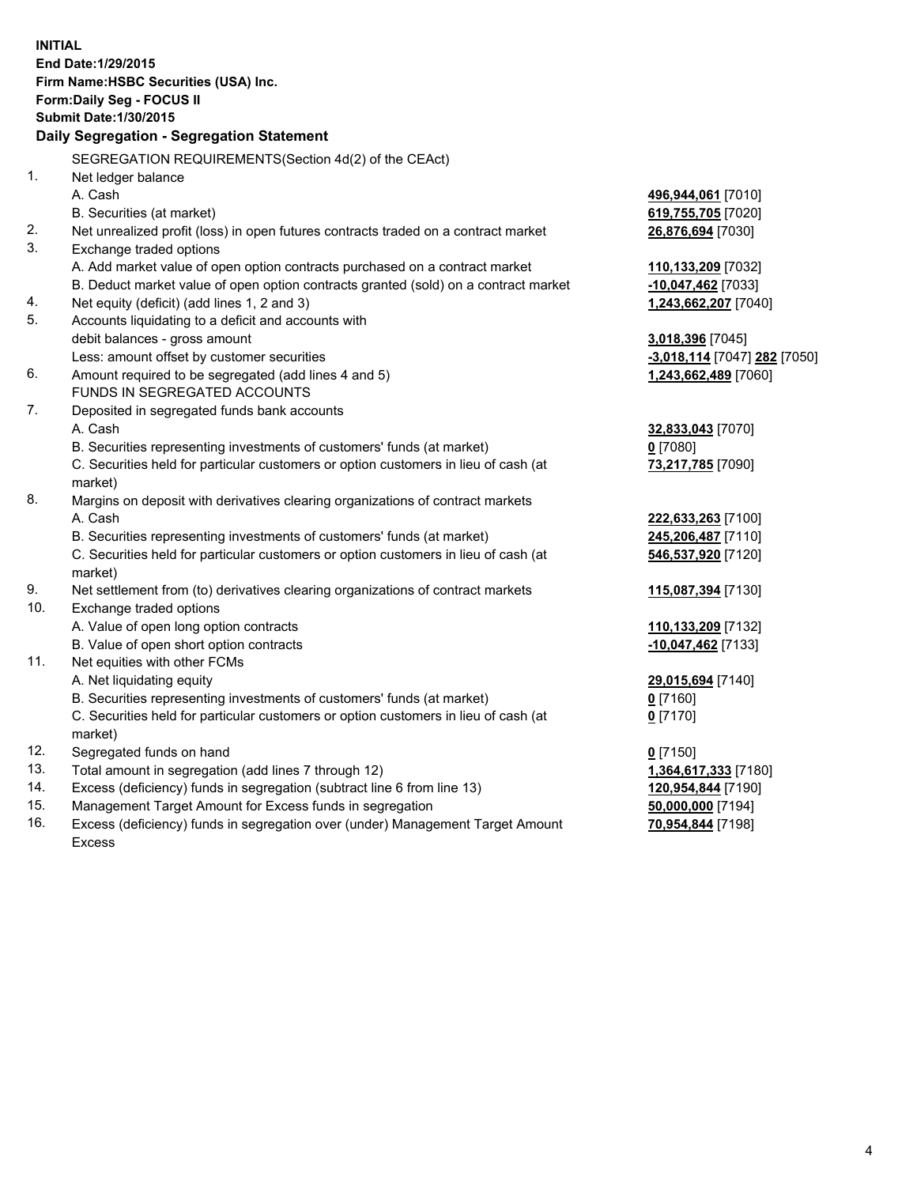**INITIAL**
**End Date:1/29/2015**
**Firm Name:HSBC Securities (USA) Inc.**
**Form:Daily Seg - FOCUS II**
**Submit Date:1/30/2015**

### Daily Segregation - Segregation Statement

SEGREGATION REQUIREMENTS(Section 4d(2) of the CEAct)

| | | |
|---|---|---|
| 1. | Net ledger balance | |
| | A. Cash | **496,944,061** [7010] |
| | B. Securities (at market) | **619,755,705** [7020] |
| 2. | Net unrealized profit (loss) in open futures contracts traded on a contract market | **26,876,694** [7030] |
| 3. | Exchange traded options | |
| | A. Add market value of open option contracts purchased on a contract market | **110,133,209** [7032] |
| | B. Deduct market value of open option contracts granted (sold) on a contract market | **-10,047,462** [7033] |
| 4. | Net equity (deficit) (add lines 1, 2 and 3) | **1,243,662,207** [7040] |
| 5. | Accounts liquidating to a deficit and accounts with debit balances - gross amount | **3,018,396** [7045] |
| | Less: amount offset by customer securities | **-3,018,114** [7047] **282** [7050] |
| 6. | Amount required to be segregated (add lines 4 and 5) | **1,243,662,489** [7060] |
| | FUNDS IN SEGREGATED ACCOUNTS | |
| 7. | Deposited in segregated funds bank accounts | |
| | A. Cash | **32,833,043** [7070] |
| | B. Securities representing investments of customers' funds (at market) | **0** [7080] |
| | C. Securities held for particular customers or option customers in lieu of cash (at market) | **73,217,785** [7090] |
| 8. | Margins on deposit with derivatives clearing organizations of contract markets | |
| | A. Cash | **222,633,263** [7100] |
| | B. Securities representing investments of customers' funds (at market) | **245,206,487** [7110] |
| | C. Securities held for particular customers or option customers in lieu of cash (at market) | **546,537,920** [7120] |
| 9. | Net settlement from (to) derivatives clearing organizations of contract markets | **115,087,394** [7130] |
| 10. | Exchange traded options | |
| | A. Value of open long option contracts | **110,133,209** [7132] |
| | B. Value of open short option contracts | **-10,047,462** [7133] |
| 11. | Net equities with other FCMs | |
| | A. Net liquidating equity | **29,015,694** [7140] |
| | B. Securities representing investments of customers' funds (at market) | **0** [7160] |
| | C. Securities held for particular customers or option customers in lieu of cash (at market) | **0** [7170] |
| 12. | Segregated funds on hand | **0** [7150] |
| 13. | Total amount in segregation (add lines 7 through 12) | **1,364,617,333** [7180] |
| 14. | Excess (deficiency) funds in segregation (subtract line 6 from line 13) | **120,954,844** [7190] |
| 15. | Management Target Amount for Excess funds in segregation | **50,000,000** [7194] |
| 16. | Excess (deficiency) funds in segregation over (under) Management Target Amount Excess | **70,954,844** [7198] |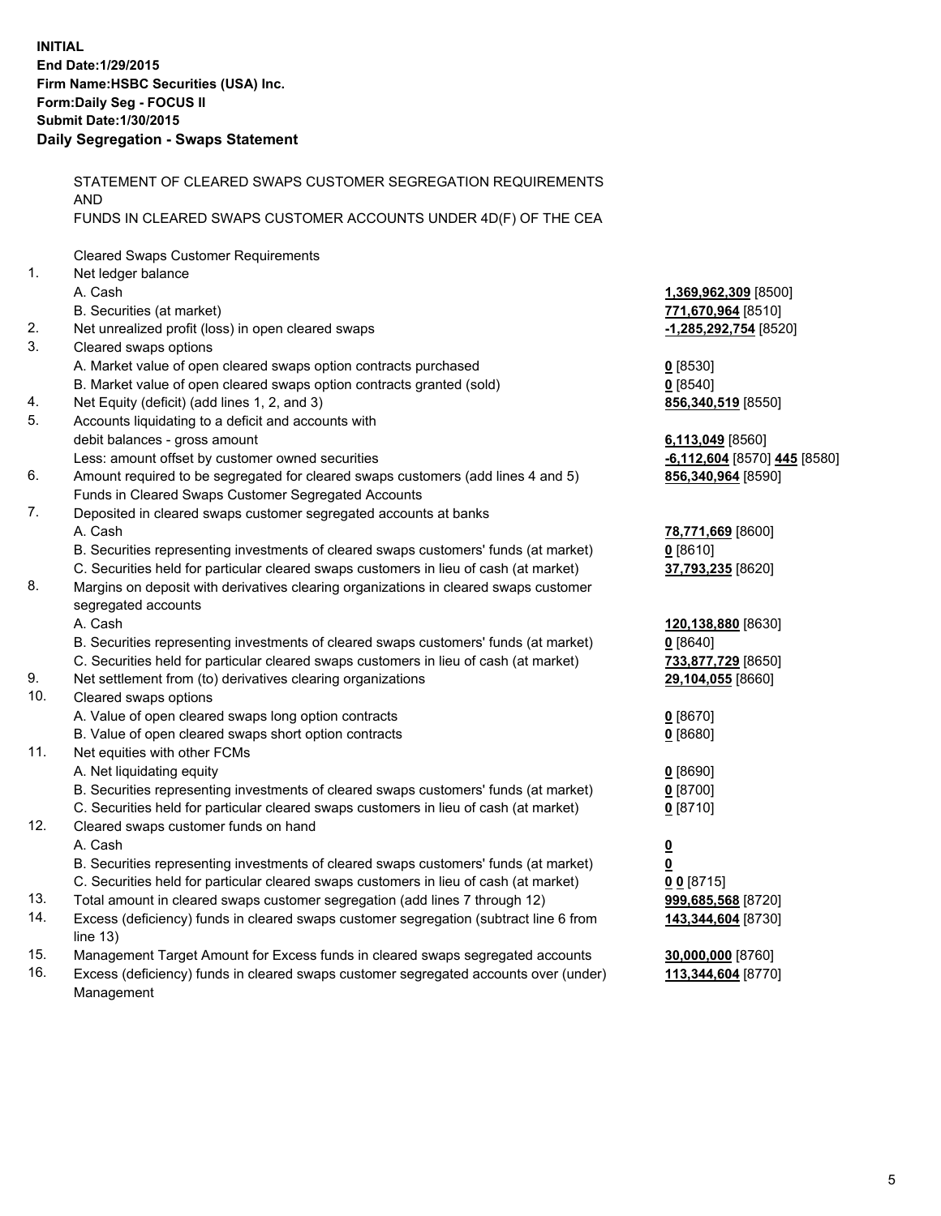**INITIAL**
**End Date:1/29/2015**
**Firm Name:HSBC Securities (USA) Inc.**
**Form:Daily Seg - FOCUS II**
**Submit Date:1/30/2015**
**Daily Segregation - Swaps Statement**

STATEMENT OF CLEARED SWAPS CUSTOMER SEGREGATION REQUIREMENTS AND FUNDS IN CLEARED SWAPS CUSTOMER ACCOUNTS UNDER 4D(F) OF THE CEA

| | | |
|---|---|---|
| | Cleared Swaps Customer Requirements | |
| 1. | Net ledger balance | |
| | A. Cash | **1,369,962,309** [8500] |
| | B. Securities (at market) | **771,670,964** [8510] |
| 2. | Net unrealized profit (loss) in open cleared swaps | **-1,285,292,754** [8520] |
| 3. | Cleared swaps options | |
| | A. Market value of open cleared swaps option contracts purchased | **0** [8530] |
| | B. Market value of open cleared swaps option contracts granted (sold) | **0** [8540] |
| 4. | Net Equity (deficit) (add lines 1, 2, and 3) | **856,340,519** [8550] |
| 5. | Accounts liquidating to a deficit and accounts with debit balances - gross amount | **6,113,049** [8560] |
| | Less: amount offset by customer owned securities | **-6,112,604** [8570] **445** [8580] |
| 6. | Amount required to be segregated for cleared swaps customers (add lines 4 and 5) | **856,340,964** [8590] |
| | Funds in Cleared Swaps Customer Segregated Accounts | |
| 7. | Deposited in cleared swaps customer segregated accounts at banks | |
| | A. Cash | **78,771,669** [8600] |
| | B. Securities representing investments of cleared swaps customers' funds (at market) | **0** [8610] |
| | C. Securities held for particular cleared swaps customers in lieu of cash (at market) | **37,793,235** [8620] |
| 8. | Margins on deposit with derivatives clearing organizations in cleared swaps customer segregated accounts | |
| | A. Cash | **120,138,880** [8630] |
| | B. Securities representing investments of cleared swaps customers' funds (at market) | **0** [8640] |
| | C. Securities held for particular cleared swaps customers in lieu of cash (at market) | **733,877,729** [8650] |
| 9. | Net settlement from (to) derivatives clearing organizations | **29,104,055** [8660] |
| 10. | Cleared swaps options | |
| | A. Value of open cleared swaps long option contracts | **0** [8670] |
| | B. Value of open cleared swaps short option contracts | **0** [8680] |
| 11. | Net equities with other FCMs | |
| | A. Net liquidating equity | **0** [8690] |
| | B. Securities representing investments of cleared swaps customers' funds (at market) | **0** [8700] |
| | C. Securities held for particular cleared swaps customers in lieu of cash (at market) | **0** [8710] |
| 12. | Cleared swaps customer funds on hand | |
| | A. Cash | **0** |
| | B. Securities representing investments of cleared swaps customers' funds (at market) | **0** |
| | C. Securities held for particular cleared swaps customers in lieu of cash (at market) | **0** **0** [8715] |
| 13. | Total amount in cleared swaps customer segregation (add lines 7 through 12) | **999,685,568** [8720] |
| 14. | Excess (deficiency) funds in cleared swaps customer segregation (subtract line 6 from line 13) | **143,344,604** [8730] |
| 15. | Management Target Amount for Excess funds in cleared swaps segregated accounts | **30,000,000** [8760] |
| 16. | Excess (deficiency) funds in cleared swaps customer segregated accounts over (under) Management | **113,344,604** [8770] |